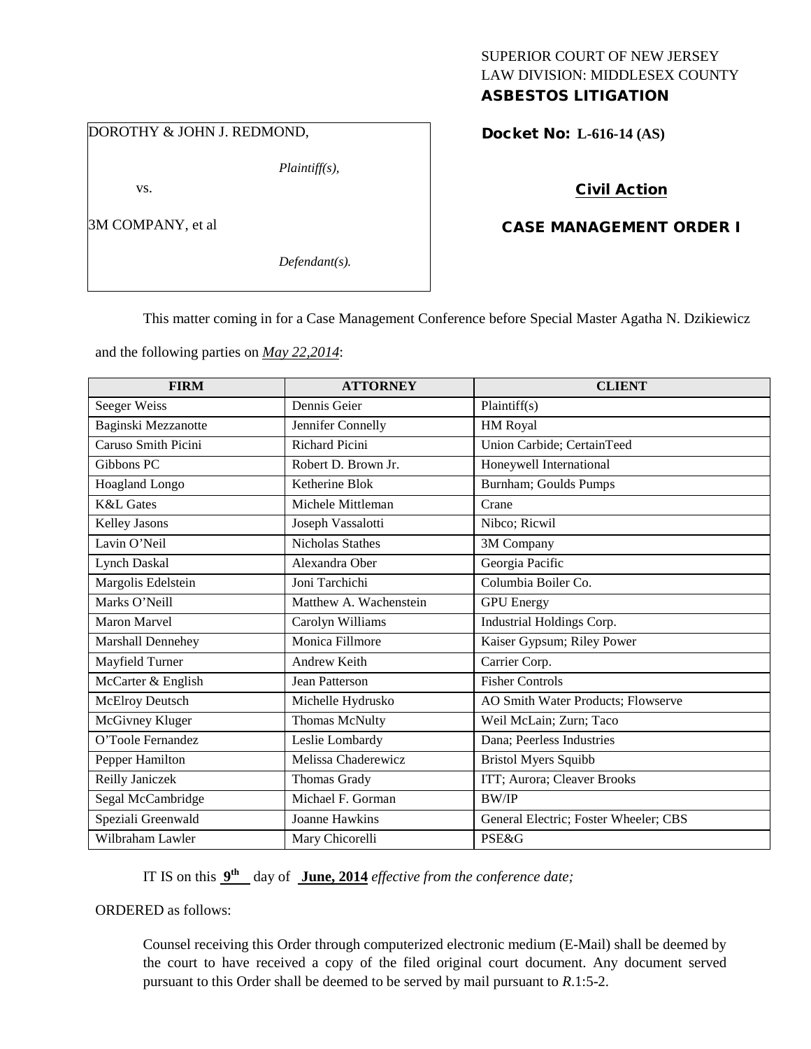SUPERIOR COURT OF NEW JERSEY
LAW DIVISION: MIDDLESEX COUNTY
**ASBESTOS LITIGATION**

DOROTHY & JOHN J. REDMOND,

*Plaintiff(s),*

vs.

3M COMPANY, et al

*Defendant(s).*

**Docket No: L-616-14 (AS)**

**Civil Action**

**CASE MANAGEMENT ORDER I**

This matter coming in for a Case Management Conference before Special Master Agatha N. Dzikiewicz and the following parties on ***May 22,2014***:

| FIRM | ATTORNEY | CLIENT |
|---|---|---|
| Seeger Weiss | Dennis Geier | Plaintiff(s) |
| Baginski Mezzanotte | Jennifer Connelly | HM Royal |
| Caruso Smith Picini | Richard Picini | Union Carbide; CertainTeed |
| Gibbons PC | Robert D. Brown Jr. | Honeywell International |
| Hoagland Longo | Ketherine Blok | Burnham; Goulds Pumps |
| K&L Gates | Michele Mittleman | Crane |
| Kelley Jasons | Joseph Vassalotti | Nibco; Ricwil |
| Lavin O'Neil | Nicholas Stathes | 3M Company |
| Lynch Daskal | Alexandra Ober | Georgia Pacific |
| Margolis Edelstein | Joni Tarchichi | Columbia Boiler Co. |
| Marks O'Neill | Matthew A. Wachenstein | GPU Energy |
| Maron Marvel | Carolyn Williams | Industrial Holdings Corp. |
| Marshall Dennehey | Monica Fillmore | Kaiser Gypsum; Riley Power |
| Mayfield Turner | Andrew Keith | Carrier Corp. |
| McCarter & English | Jean Patterson | Fisher Controls |
| McElroy Deutsch | Michelle Hydrusko | AO Smith Water Products; Flowserve |
| McGivney Kluger | Thomas McNulty | Weil McLain; Zurn; Taco |
| O'Toole Fernandez | Leslie Lombardy | Dana; Peerless Industries |
| Pepper Hamilton | Melissa Chaderewicz | Bristol Myers Squibb |
| Reilly Janiczek | Thomas Grady | ITT; Aurora; Cleaver Brooks |
| Segal McCambridge | Michael F. Gorman | BW/IP |
| Speziali Greenwald | Joanne Hawkins | General Electric; Foster Wheeler; CBS |
| Wilbraham Lawler | Mary Chicorelli | PSE&G |

IT IS on this **9th** day of **June, 2014** *effective from the conference date;*

ORDERED as follows:

Counsel receiving this Order through computerized electronic medium (E-Mail) shall be deemed by the court to have received a copy of the filed original court document. Any document served pursuant to this Order shall be deemed to be served by mail pursuant to *R*.1:5-2.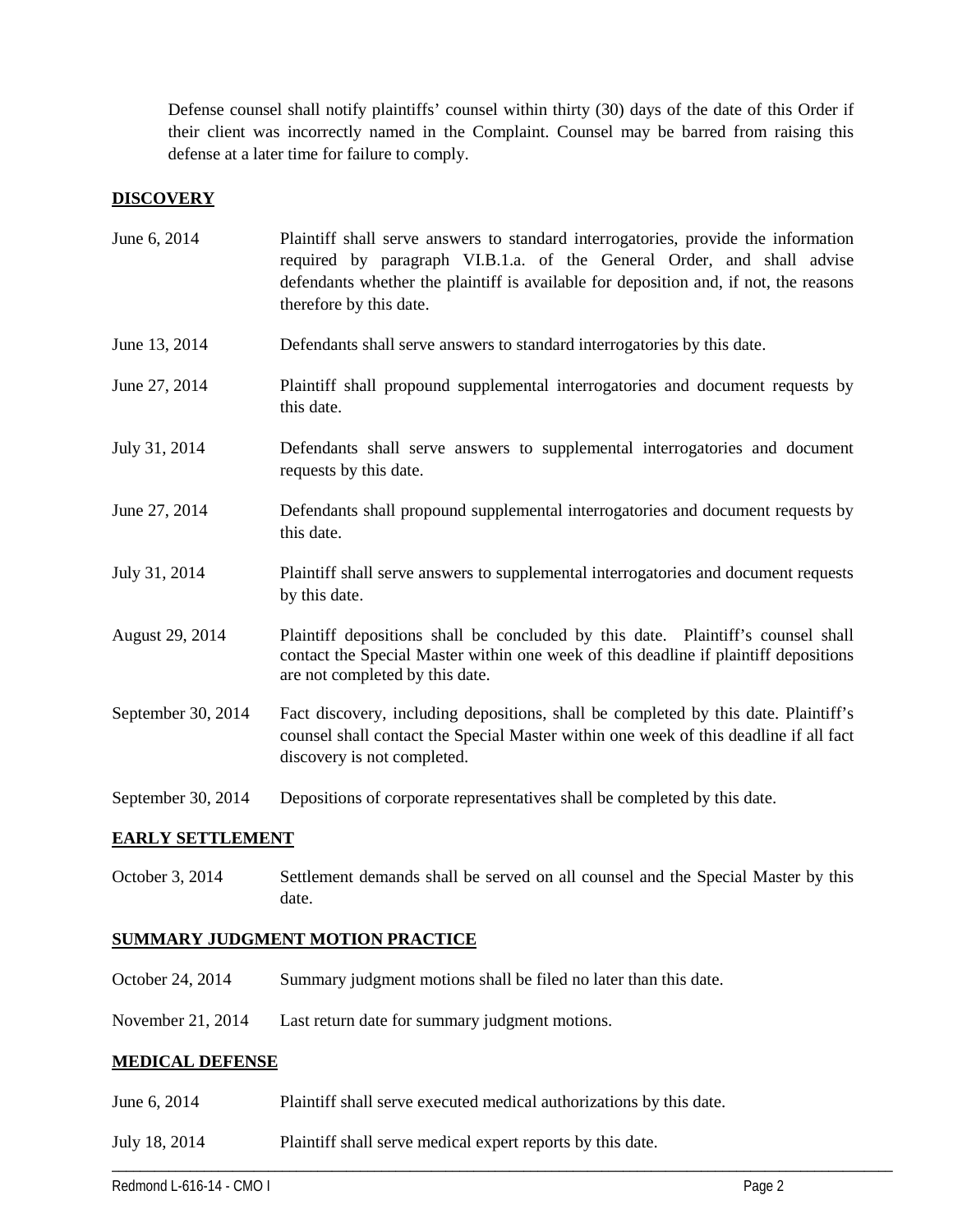Defense counsel shall notify plaintiffs' counsel within thirty (30) days of the date of this Order if their client was incorrectly named in the Complaint. Counsel may be barred from raising this defense at a later time for failure to comply.

## DISCOVERY

| | |
|---|---|
| June 6, 2014 | Plaintiff shall serve answers to standard interrogatories, provide the information required by paragraph VI.B.1.a. of the General Order, and shall advise defendants whether the plaintiff is available for deposition and, if not, the reasons therefore by this date. |
| June 13, 2014 | Defendants shall serve answers to standard interrogatories by this date. |
| June 27, 2014 | Plaintiff shall propound supplemental interrogatories and document requests by this date. |
| July 31, 2014 | Defendants shall serve answers to supplemental interrogatories and document requests by this date. |
| June 27, 2014 | Defendants shall propound supplemental interrogatories and document requests by this date. |
| July 31, 2014 | Plaintiff shall serve answers to supplemental interrogatories and document requests by this date. |
| August 29, 2014 | Plaintiff depositions shall be concluded by this date. Plaintiff's counsel shall contact the Special Master within one week of this deadline if plaintiff depositions are not completed by this date. |
| September 30, 2014 | Fact discovery, including depositions, shall be completed by this date. Plaintiff's counsel shall contact the Special Master within one week of this deadline if all fact discovery is not completed. |
| September 30, 2014 | Depositions of corporate representatives shall be completed by this date. |

## EARLY SETTLEMENT

| | |
|---|---|
| October 3, 2014 | Settlement demands shall be served on all counsel and the Special Master by this date. |

## SUMMARY JUDGMENT MOTION PRACTICE

| | |
|---|---|
| October 24, 2014 | Summary judgment motions shall be filed no later than this date. |
| November 21, 2014 | Last return date for summary judgment motions. |

## MEDICAL DEFENSE

| | |
|---|---|
| June 6, 2014 | Plaintiff shall serve executed medical authorizations by this date. |
| July 18, 2014 | Plaintiff shall serve medical expert reports by this date. |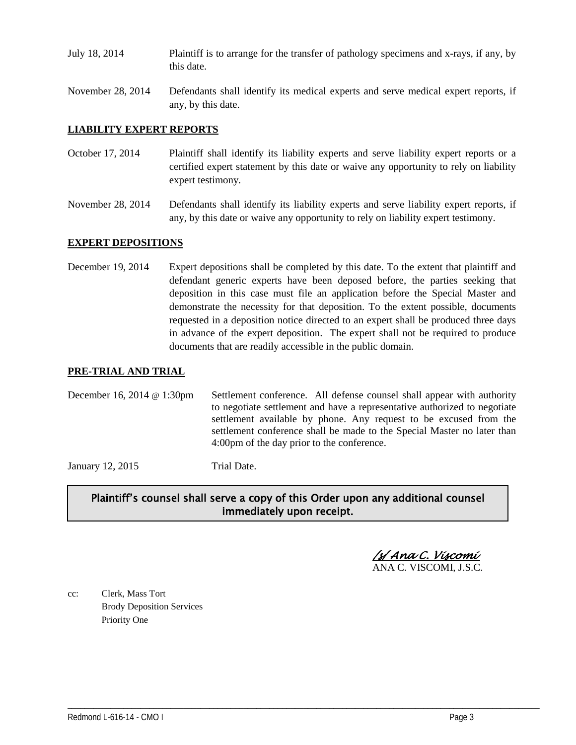| | |
|---|---|
| July 18, 2014 | Plaintiff is to arrange for the transfer of pathology specimens and x-rays, if any, by this date. |
| November 28, 2014 | Defendants shall identify its medical experts and serve medical expert reports, if any, by this date. |

**LIABILITY EXPERT REPORTS**

| | |
|---|---|
| October 17, 2014 | Plaintiff shall identify its liability experts and serve liability expert reports or a certified expert statement by this date or waive any opportunity to rely on liability expert testimony. |
| November 28, 2014 | Defendants shall identify its liability experts and serve liability expert reports, if any, by this date or waive any opportunity to rely on liability expert testimony. |

**EXPERT DEPOSITIONS**

| | |
|---|---|
| December 19, 2014 | Expert depositions shall be completed by this date. To the extent that plaintiff and defendant generic experts have been deposed before, the parties seeking that deposition in this case must file an application before the Special Master and demonstrate the necessity for that deposition. To the extent possible, documents requested in a deposition notice directed to an expert shall be produced three days in advance of the expert deposition. The expert shall not be required to produce documents that are readily accessible in the public domain. |

**PRE-TRIAL AND TRIAL**

| | |
|---|---|
| December 16, 2014 @ 1:30pm | Settlement conference. All defense counsel shall appear with authority to negotiate settlement and have a representative authorized to negotiate settlement available by phone. Any request to be excused from the settlement conference shall be made to the Special Master no later than 4:00pm of the day prior to the conference. |
| January 12, 2015 | Trial Date. |

**Plaintiff's counsel shall serve a copy of this Order upon any additional counsel immediately upon receipt.**

/s/ Ana C. Viscomi
ANA C. VISCOMI, J.S.C.

cc: Clerk, Mass Tort
Brody Deposition Services
Priority One

Redmond L-616-14 - CMO I